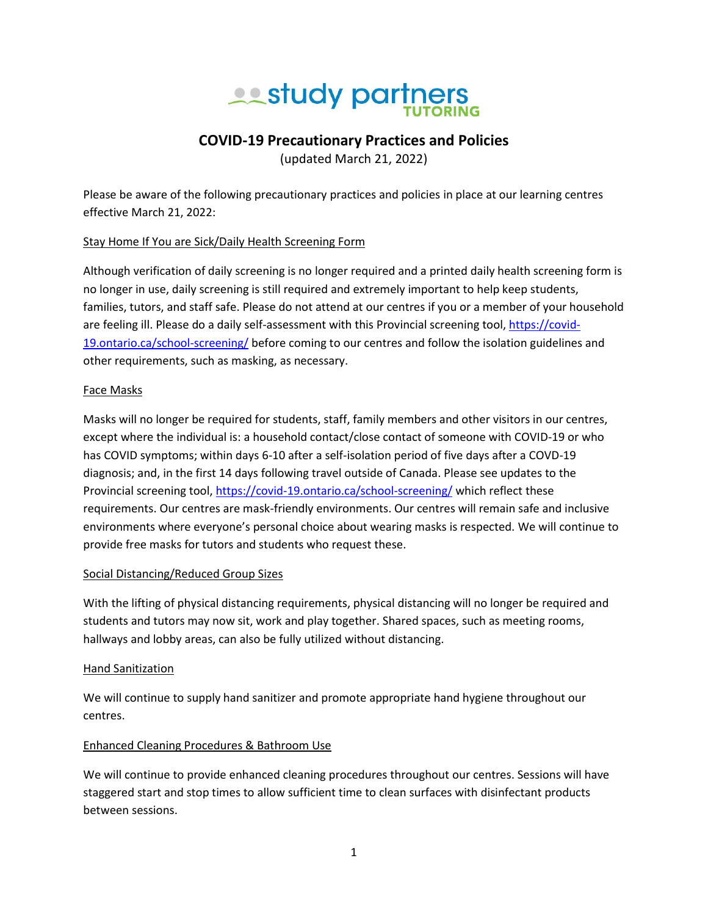study partners TUTORING

# COVID-19 Precautionary Practices and Policies

(updated March 21, 2022)

Please be aware of the following precautionary practices and policies in place at our learning centres effective March 21, 2022:

## Stay Home If You are Sick/Daily Health Screening Form

Although verification of daily screening is no longer required and a printed daily health screening form is no longer in use, daily screening is still required and extremely important to help keep students, families, tutors, and staff safe. Please do not attend at our centres if you or a member of your household are feeling ill. Please do a daily self-assessment with this Provincial screening tool, https://covid-19.ontario.ca/school-screening/ before coming to our centres and follow the isolation guidelines and other requirements, such as masking, as necessary.

## Face Masks

Masks will no longer be required for students, staff, family members and other visitors in our centres, except where the individual is: a household contact/close contact of someone with COVID-19 or who has COVID symptoms; within days 6-10 after a self-isolation period of five days after a COVD-19 diagnosis; and, in the first 14 days following travel outside of Canada. Please see updates to the Provincial screening tool, https://covid-19.ontario.ca/school-screening/ which reflect these requirements. Our centres are mask-friendly environments. Our centres will remain safe and inclusive environments where everyone's personal choice about wearing masks is respected. We will continue to provide free masks for tutors and students who request these.

## Social Distancing/Reduced Group Sizes

With the lifting of physical distancing requirements, physical distancing will no longer be required and students and tutors may now sit, work and play together. Shared spaces, such as meeting rooms, hallways and lobby areas, can also be fully utilized without distancing.

## Hand Sanitization

We will continue to supply hand sanitizer and promote appropriate hand hygiene throughout our centres.

## Enhanced Cleaning Procedures & Bathroom Use

We will continue to provide enhanced cleaning procedures throughout our centres. Sessions will have staggered start and stop times to allow sufficient time to clean surfaces with disinfectant products between sessions.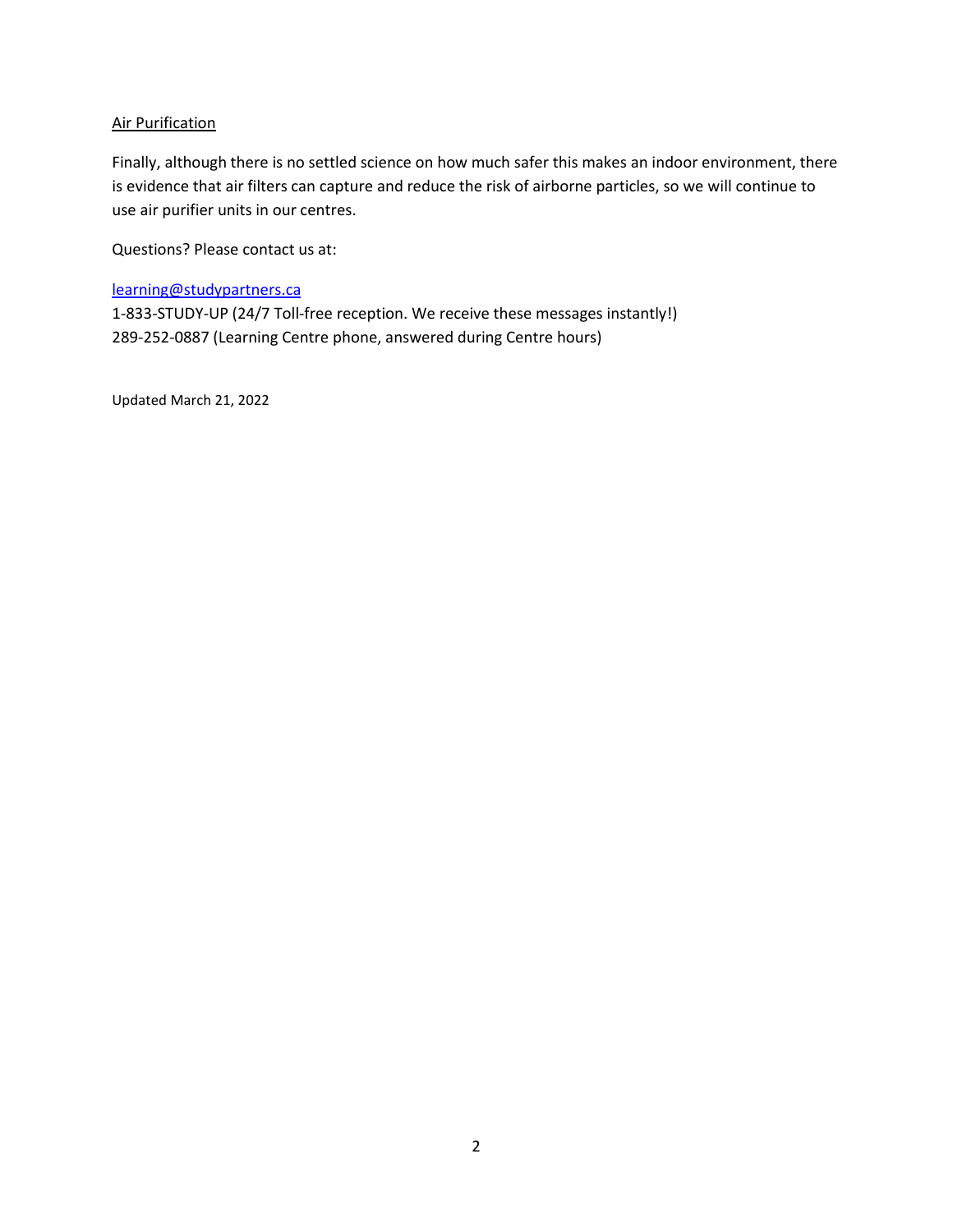Air Purification

Finally, although there is no settled science on how much safer this makes an indoor environment, there is evidence that air filters can capture and reduce the risk of airborne particles, so we will continue to use air purifier units in our centres.

Questions? Please contact us at:

learning@studypartners.ca
1-833-STUDY-UP (24/7 Toll-free reception. We receive these messages instantly!)
289-252-0887 (Learning Centre phone, answered during Centre hours)

Updated March 21, 2022